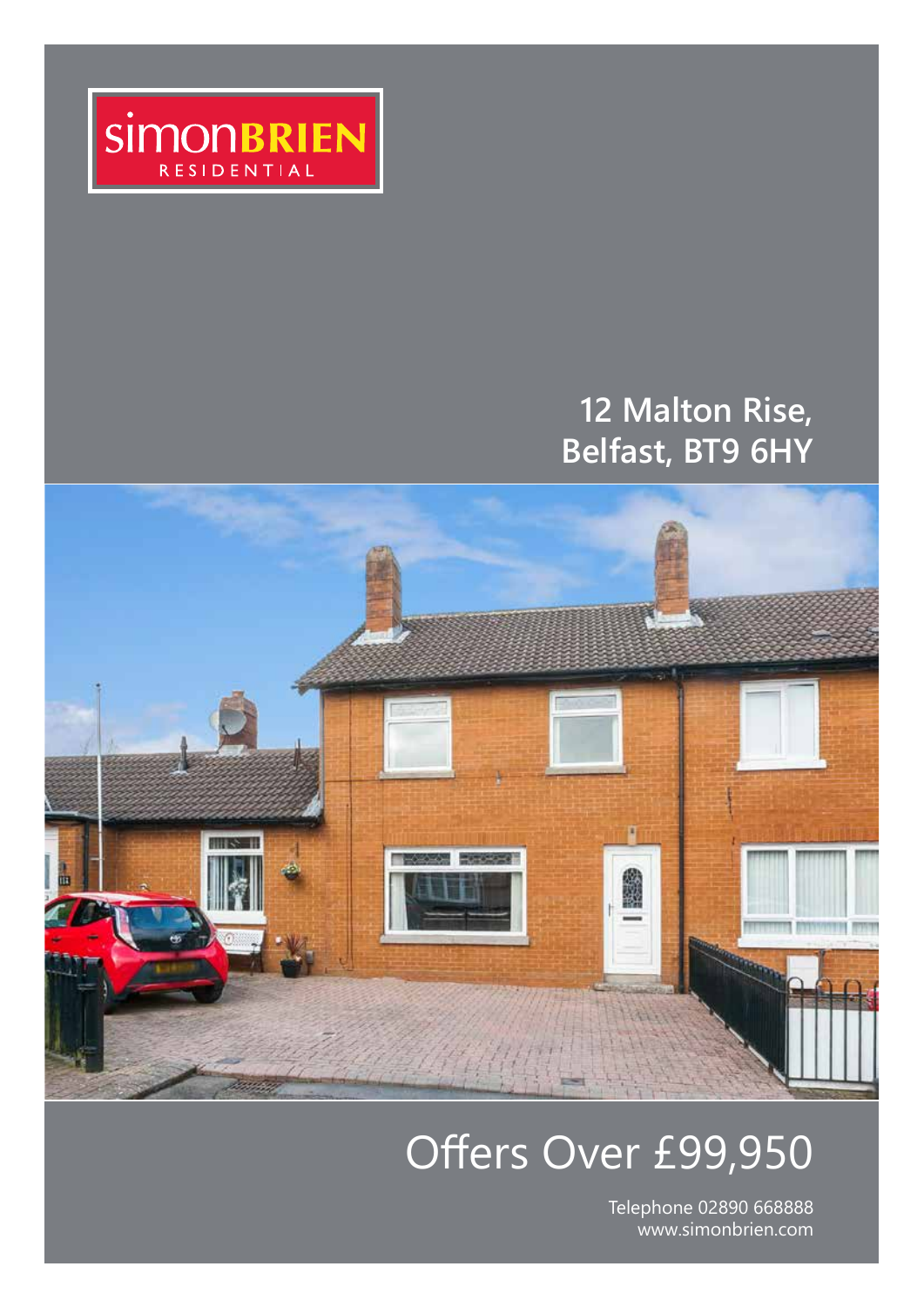simonBRIEN RESIDENTIAL

# 12 Malton Rise, Belfast, BT9 6HY

## Offers Over £99,950

Telephone 02890 668888
www.simonbrien.com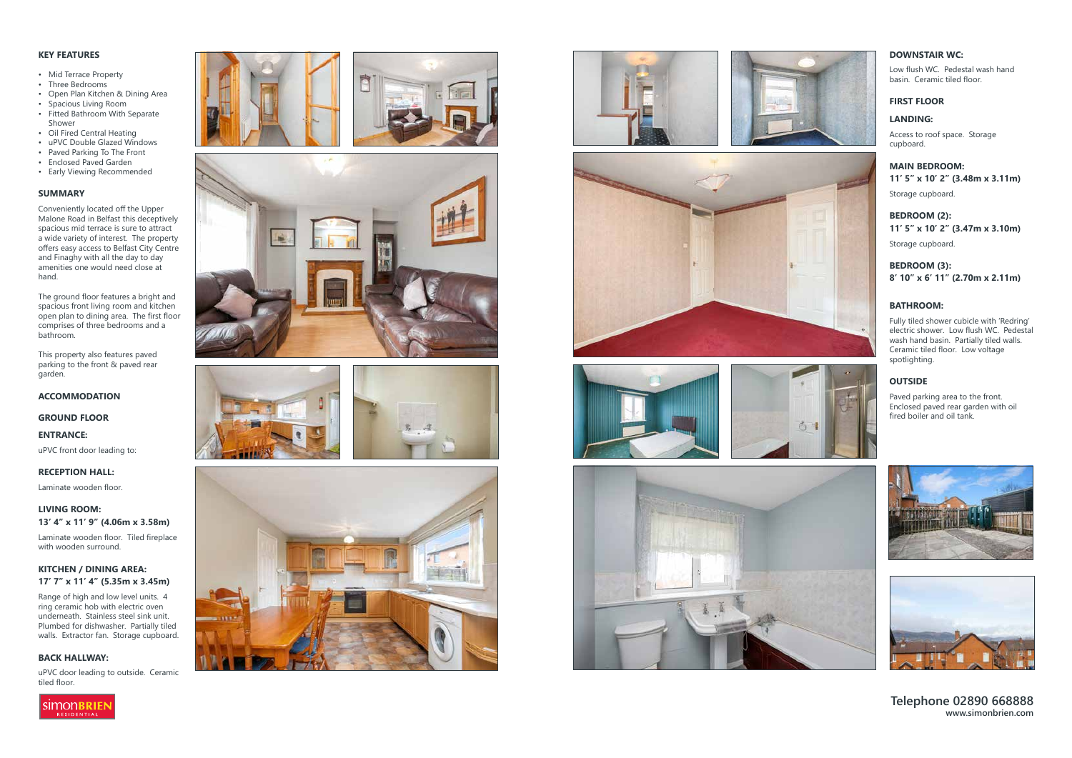## KEY FEATURES

- Mid Terrace Property
- Three Bedrooms
- Open Plan Kitchen & Dining Area
- Spacious Living Room
- Fitted Bathroom With Separate Shower
- Oil Fired Central Heating
- uPVC Double Glazed Windows
- Paved Parking To The Front
- Enclosed Paved Garden
- Early Viewing Recommended

## SUMMARY

Conveniently located off the Upper Malone Road in Belfast this deceptively spacious mid terrace is sure to attract a wide variety of interest. The property offers easy access to Belfast City Centre and Finaghy with all the day to day amenities one would need close at hand.

The ground floor features a bright and spacious front living room and kitchen open plan to dining area. The first floor comprises of three bedrooms and a bathroom.

This property also features paved parking to the front & paved rear garden.

## ACCOMMODATION

### GROUND FLOOR

**ENTRANCE:**

uPVC front door leading to:

**RECEPTION HALL:**

Laminate wooden floor.

**LIVING ROOM:**
**13′ 4″ x 11′ 9″ (4.06m x 3.58m)**

Laminate wooden floor. Tiled fireplace with wooden surround.

**KITCHEN / DINING AREA:**
**17′ 7″ x 11′ 4″ (5.35m x 3.45m)**

Range of high and low level units. 4 ring ceramic hob with electric oven underneath. Stainless steel sink unit. Plumbed for dishwasher. Partially tiled walls. Extractor fan. Storage cupboard.

**BACK HALLWAY:**

uPVC door leading to outside. Ceramic tiled floor.

**DOWNSTAIR WC:**

Low flush WC. Pedestal wash hand basin. Ceramic tiled floor.

### FIRST FLOOR

**LANDING:**

Access to roof space. Storage cupboard.

**MAIN BEDROOM:**
**11′ 5″ x 10′ 2″ (3.48m x 3.11m)**

Storage cupboard.

**BEDROOM (2):**
**11′ 5″ x 10′ 2″ (3.47m x 3.10m)**

Storage cupboard.

**BEDROOM (3):**
**8′ 10″ x 6′ 11″ (2.70m x 2.11m)**

**BATHROOM:**

Fully tiled shower cubicle with 'Redring' electric shower. Low flush WC. Pedestal wash hand basin. Partially tiled walls. Ceramic tiled floor. Low voltage spotlighting.

### OUTSIDE

Paved parking area to the front. Enclosed paved rear garden with oil fired boiler and oil tank.

**Telephone 02890 668888**
**www.simonbrien.com**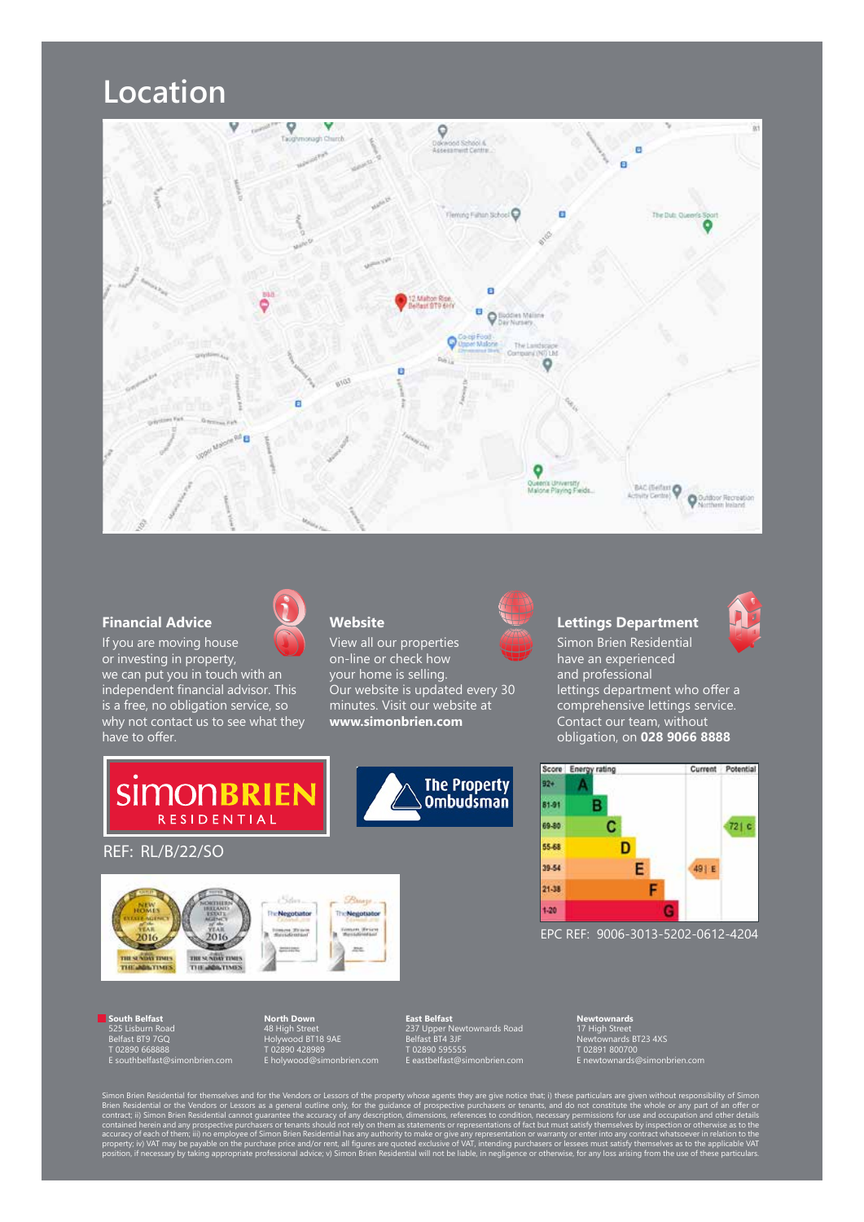# Location

### Financial Advice

If you are moving house or investing in property, we can put you in touch with an independent financial advisor. This is a free, no obligation service, so why not contact us to see what they have to offer.

### Website

View all our properties on-line or check how your home is selling. Our website is updated every 30 minutes. Visit our website at **www.simonbrien.com**

### Lettings Department

Simon Brien Residential have an experienced and professional lettings department who offer a comprehensive lettings service. Contact our team, without obligation, on **028 9066 8888**

simonBRIEN RESIDENTIAL

REF: RL/B/22/SO

The Property Ombudsman

Score | Energy rating | Current | Potential

92+ A
81-91 B
69-80 C
55-68 D
39-54 E
21-38 F
1-20 G

72 | C
49 | E

EPC REF: 9006-3013-5202-0612-4204

**South Belfast**
525 Lisburn Road
Belfast BT9 7GQ
T 02890 668888
E southbelfast@simonbrien.com

**North Down**
48 High Street
Holywood BT18 9AE
T 02890 428989
E holywood@simonbrien.com

**East Belfast**
237 Upper Newtownards Road
Belfast BT4 3JF
T 02890 595555
E eastbelfast@simonbrien.com

**Newtownards**
17 High Street
Newtownards BT23 4XS
T 02891 800700
E newtownards@simonbrien.com

Simon Brien Residential for themselves and for the Vendors or Lessors of the property whose agents they are give notice that; i) these particulars are given without responsibility of Simon Brien Residential or the Vendors or Lessors as a general outline only, for the guidance of prospective purchasers or tenants, and do not constitute the whole or any part of an offer or contract; ii) Simon Brien Residential cannot guarantee the accuracy of any description, dimensions, references to condition, necessary permissions for use and occupation and other details contained herein and any prospective purchasers or tenants should not rely on them as statements or representations of fact but must satisfy themselves by inspection or otherwise as to the accuracy of each of them; iii) no employee of Simon Brien Residential has any authority to make or give any representation or warranty or enter into any contract whatsoever in relation to the property; iv) VAT may be payable on the purchase price and/or rent, all figures are quoted exclusive of VAT, intending purchasers or lessees must satisfy themselves as to the applicable VAT position, if necessary by taking appropriate professional advice; v) Simon Brien Residential will not be liable, in negligence or otherwise, for any loss arising from the use of these particulars.